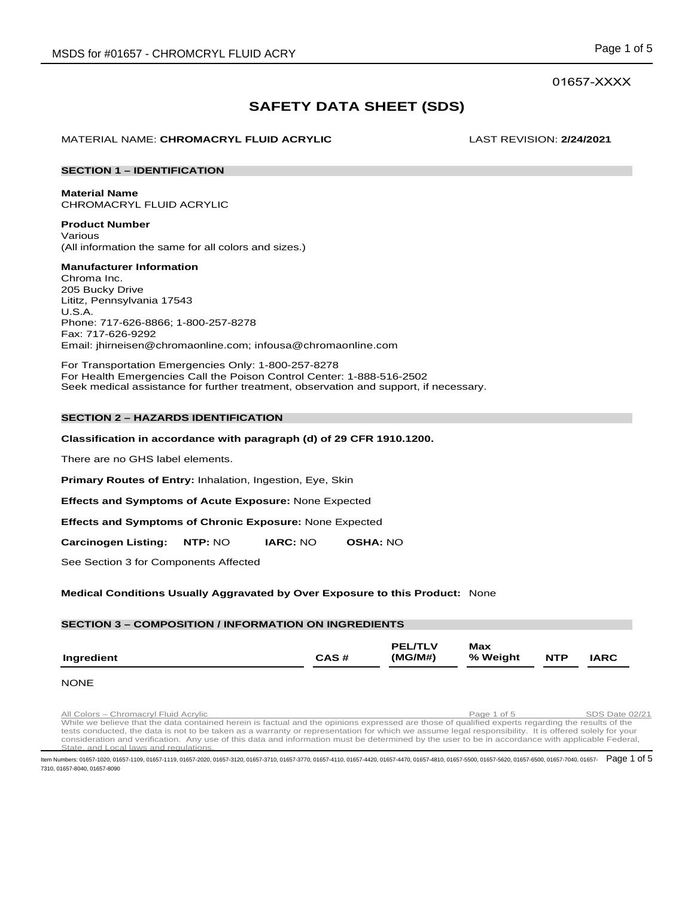01657-XXXX

# SAFETY DATA SHEET (SDS)

MATERIAL NAME: **CHROMACRYL FLUID ACRYLIC** LAST REVISION: **2/24/2021**

## SECTION 1 – IDENTIFICATION

**Material Name**
CHROMACRYL FLUID ACRYLIC

**Product Number**
Various
(All information the same for all colors and sizes.)

**Manufacturer Information**
Chroma Inc.
205 Bucky Drive
Lititz, Pennsylvania 17543
U.S.A.
Phone: 717-626-8866; 1-800-257-8278
Fax: 717-626-9292
Email: jhirneisen@chromaonline.com; infousa@chromaonline.com

For Transportation Emergencies Only: 1-800-257-8278
For Health Emergencies Call the Poison Control Center: 1-888-516-2502
Seek medical assistance for further treatment, observation and support, if necessary.

## SECTION 2 – HAZARDS IDENTIFICATION

**Classification in accordance with paragraph (d) of 29 CFR 1910.1200.**

There are no GHS label elements.

**Primary Routes of Entry:** Inhalation, Ingestion, Eye, Skin

**Effects and Symptoms of Acute Exposure:** None Expected

**Effects and Symptoms of Chronic Exposure:** None Expected

**Carcinogen Listing:** **NTP:** NO **IARC:** NO **OSHA:** NO

See Section 3 for Components Affected

**Medical Conditions Usually Aggravated by Over Exposure to this Product:** None

## SECTION 3 – COMPOSITION / INFORMATION ON INGREDIENTS

| Ingredient | CAS # | PEL/TLV (MG/M#) | Max % Weight | NTP | IARC |
|---|---|---|---|---|---|
| NONE | | | | | |

All Colors – Chromacryl Fluid Acrylic SDS Date 02/21
While we believe that the data contained herein is factual and the opinions expressed are those of qualified experts regarding the results of the tests conducted, the data is not to be taken as a warranty or representation for which we assume legal responsibility. It is offered solely for your consideration and verification. Any use of this data and information must be determined by the user to be in accordance with applicable Federal, State, and Local laws and regulations.

Item Numbers: 01657-1020, 01657-1109, 01657-1119, 01657-2020, 01657-3120, 01657-3710, 01657-3770, 01657-4110, 01657-4420, 01657-4470, 01657-4810, 01657-5500, 01657-5620, 01657-6500, 01657-7040, 01657-7310, 01657-8040, 01657-8090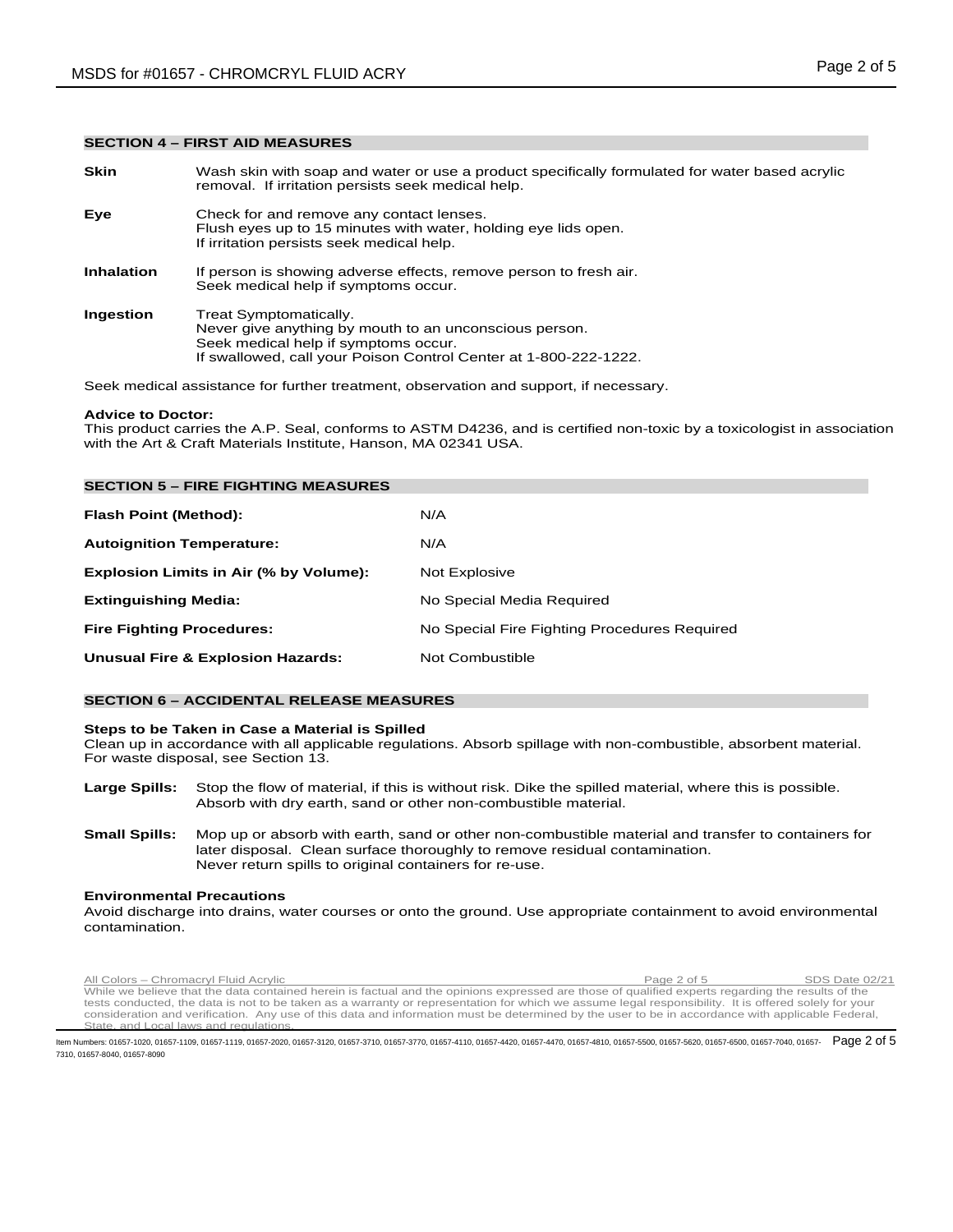## SECTION 4 – FIRST AID MEASURES

**Skin** — Wash skin with soap and water or use a product specifically formulated for water based acrylic removal. If irritation persists seek medical help.

**Eye** — Check for and remove any contact lenses.
Flush eyes up to 15 minutes with water, holding eye lids open.
If irritation persists seek medical help.

**Inhalation** — If person is showing adverse effects, remove person to fresh air.
Seek medical help if symptoms occur.

**Ingestion** — Treat Symptomatically.
Never give anything by mouth to an unconscious person.
Seek medical help if symptoms occur.
If swallowed, call your Poison Control Center at 1-800-222-1222.

Seek medical assistance for further treatment, observation and support, if necessary.

**Advice to Doctor:**
This product carries the A.P. Seal, conforms to ASTM D4236, and is certified non-toxic by a toxicologist in association with the Art & Craft Materials Institute, Hanson, MA 02341 USA.

## SECTION 5 – FIRE FIGHTING MEASURES

| | |
|---|---|
| **Flash Point (Method):** | N/A |
| **Autoignition Temperature:** | N/A |
| **Explosion Limits in Air (% by Volume):** | Not Explosive |
| **Extinguishing Media:** | No Special Media Required |
| **Fire Fighting Procedures:** | No Special Fire Fighting Procedures Required |
| **Unusual Fire & Explosion Hazards:** | Not Combustible |

## SECTION 6 – ACCIDENTAL RELEASE MEASURES

**Steps to be Taken in Case a Material is Spilled**
Clean up in accordance with all applicable regulations. Absorb spillage with non-combustible, absorbent material. For waste disposal, see Section 13.

**Large Spills:** Stop the flow of material, if this is without risk. Dike the spilled material, where this is possible. Absorb with dry earth, sand or other non-combustible material.

**Small Spills:** Mop up or absorb with earth, sand or other non-combustible material and transfer to containers for later disposal. Clean surface thoroughly to remove residual contamination.
Never return spills to original containers for re-use.

**Environmental Precautions**
Avoid discharge into drains, water courses or onto the ground. Use appropriate containment to avoid environmental contamination.

All Colors – Chromacryl Fluid Acrylic — SDS Date 02/21

While we believe that the data contained herein is factual and the opinions expressed are those of qualified experts regarding the results of the tests conducted, the data is not to be taken as a warranty or representation for which we assume legal responsibility. It is offered solely for your consideration and verification. Any use of this data and information must be determined by the user to be in accordance with applicable Federal, State, and Local laws and regulations.

Item Numbers: 01657-1020, 01657-1109, 01657-1119, 01657-2020, 01657-3120, 01657-3710, 01657-3770, 01657-4110, 01657-4420, 01657-4470, 01657-4810, 01657-5500, 01657-5620, 01657-6500, 01657-7040, 01657-7310, 01657-8040, 01657-8090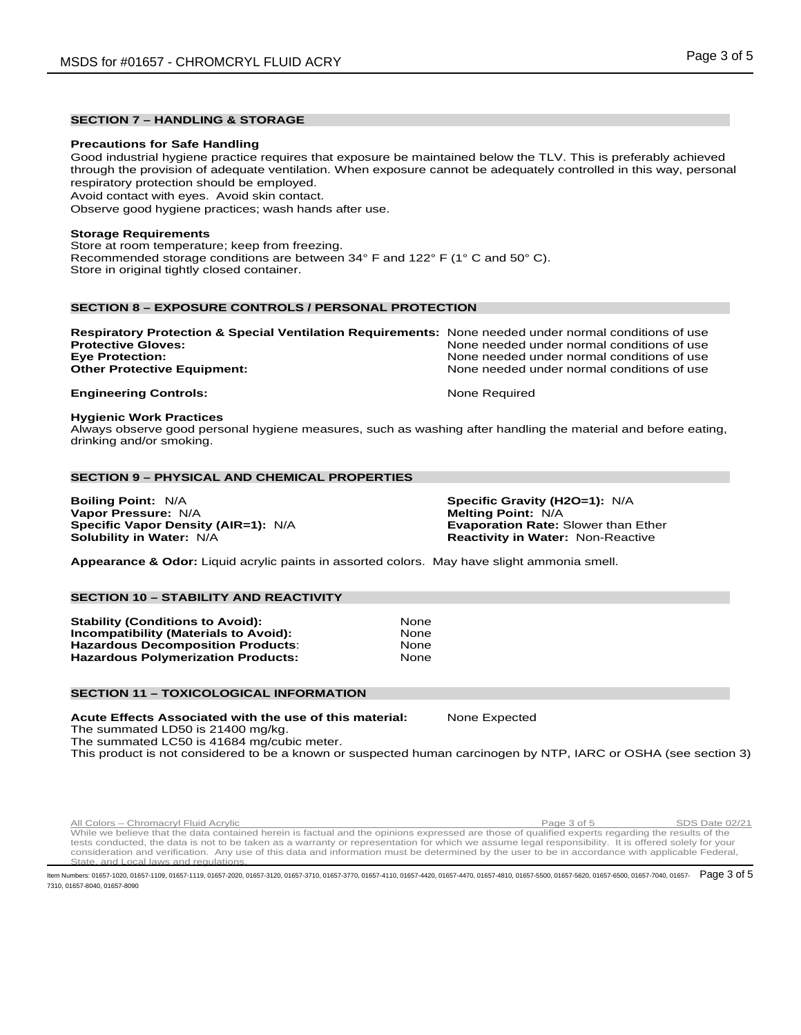## SECTION 7 – HANDLING & STORAGE

**Precautions for Safe Handling**

Good industrial hygiene practice requires that exposure be maintained below the TLV. This is preferably achieved through the provision of adequate ventilation. When exposure cannot be adequately controlled in this way, personal respiratory protection should be employed.
Avoid contact with eyes. Avoid skin contact.
Observe good hygiene practices; wash hands after use.

**Storage Requirements**

Store at room temperature; keep from freezing.
Recommended storage conditions are between 34° F and 122° F (1° C and 50° C).
Store in original tightly closed container.

## SECTION 8 – EXPOSURE CONTROLS / PERSONAL PROTECTION

**Respiratory Protection & Special Ventilation Requirements:** None needed under normal conditions of use
**Protective Gloves:** None needed under normal conditions of use
**Eye Protection:** None needed under normal conditions of use
**Other Protective Equipment:** None needed under normal conditions of use

**Engineering Controls:** None Required

**Hygienic Work Practices**

Always observe good personal hygiene measures, such as washing after handling the material and before eating, drinking and/or smoking.

## SECTION 9 – PHYSICAL AND CHEMICAL PROPERTIES

**Boiling Point:** N/A
**Vapor Pressure:** N/A
**Specific Vapor Density (AIR=1):** N/A
**Solubility in Water:** N/A
**Specific Gravity (H2O=1):** N/A
**Melting Point:** N/A
**Evaporation Rate:** Slower than Ether
**Reactivity in Water:** Non-Reactive

**Appearance & Odor:** Liquid acrylic paints in assorted colors. May have slight ammonia smell.

## SECTION 10 – STABILITY AND REACTIVITY

**Stability (Conditions to Avoid):** None
**Incompatibility (Materials to Avoid):** None
**Hazardous Decomposition Products:** None
**Hazardous Polymerization Products:** None

## SECTION 11 – TOXICOLOGICAL INFORMATION

**Acute Effects Associated with the use of this material:** None Expected
The summated LD50 is 21400 mg/kg.
The summated LC50 is 41684 mg/cubic meter.
This product is not considered to be a known or suspected human carcinogen by NTP, IARC or OSHA (see section 3)

All Colors – Chromacryl Fluid Acrylic SDS Date 02/21
While we believe that the data contained herein is factual and the opinions expressed are those of qualified experts regarding the results of the tests conducted, the data is not to be taken as a warranty or representation for which we assume legal responsibility. It is offered solely for your consideration and verification. Any use of this data and information must be determined by the user to be in accordance with applicable Federal, State, and Local laws and regulations.

Item Numbers: 01657-1020, 01657-1109, 01657-1119, 01657-2020, 01657-3120, 01657-3710, 01657-3770, 01657-4110, 01657-4420, 01657-4470, 01657-4810, 01657-5500, 01657-5620, 01657-6500, 01657-7040, 01657-7310, 01657-8040, 01657-8090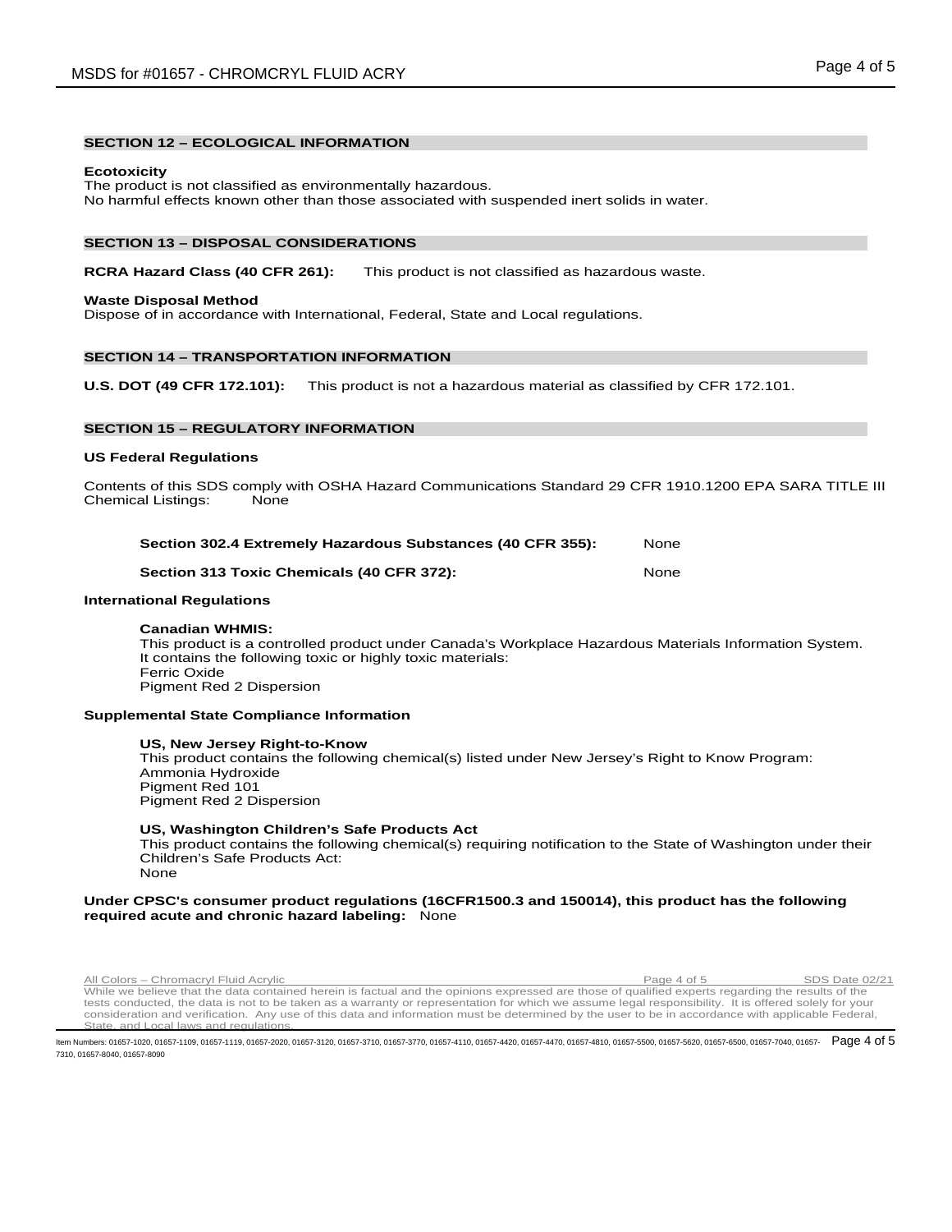## SECTION 12 – ECOLOGICAL INFORMATION

**Ecotoxicity**
The product is not classified as environmentally hazardous.
No harmful effects known other than those associated with suspended inert solids in water.

## SECTION 13 – DISPOSAL CONSIDERATIONS

**RCRA Hazard Class (40 CFR 261):** This product is not classified as hazardous waste.

**Waste Disposal Method**
Dispose of in accordance with International, Federal, State and Local regulations.

## SECTION 14 – TRANSPORTATION INFORMATION

**U.S. DOT (49 CFR 172.101):** This product is not a hazardous material as classified by CFR 172.101.

## SECTION 15 – REGULATORY INFORMATION

**US Federal Regulations**

Contents of this SDS comply with OSHA Hazard Communications Standard 29 CFR 1910.1200 EPA SARA TITLE III Chemical Listings: None

**Section 302.4 Extremely Hazardous Substances (40 CFR 355):** None

**Section 313 Toxic Chemicals (40 CFR 372):** None

**International Regulations**

**Canadian WHMIS:**
This product is a controlled product under Canada's Workplace Hazardous Materials Information System.
It contains the following toxic or highly toxic materials:
Ferric Oxide
Pigment Red 2 Dispersion

**Supplemental State Compliance Information**

**US, New Jersey Right-to-Know**
This product contains the following chemical(s) listed under New Jersey's Right to Know Program:
Ammonia Hydroxide
Pigment Red 101
Pigment Red 2 Dispersion

**US, Washington Children's Safe Products Act**
This product contains the following chemical(s) requiring notification to the State of Washington under their Children's Safe Products Act:
None

**Under CPSC's consumer product regulations (16CFR1500.3 and 150014), this product has the following required acute and chronic hazard labeling:** None

All Colors – Chromacryl Fluid Acrylic — SDS Date 02/21

While we believe that the data contained herein is factual and the opinions expressed are those of qualified experts regarding the results of the tests conducted, the data is not to be taken as a warranty or representation for which we assume legal responsibility. It is offered solely for your consideration and verification. Any use of this data and information must be determined by the user to be in accordance with applicable Federal, State, and Local laws and regulations.

Item Numbers: 01657-1020, 01657-1109, 01657-1119, 01657-2020, 01657-3120, 01657-3710, 01657-3770, 01657-4110, 01657-4420, 01657-4470, 01657-4810, 01657-5500, 01657-5620, 01657-6500, 01657-7040, 01657-7310, 01657-8040, 01657-8090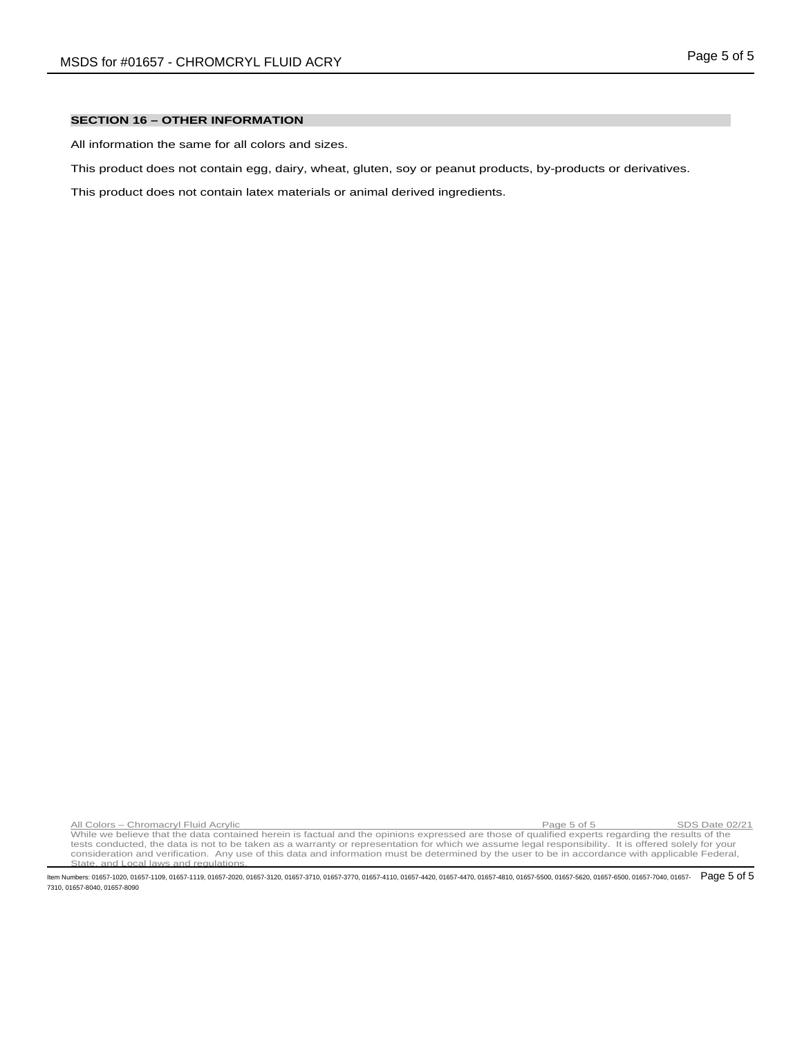## SECTION 16 – OTHER INFORMATION

All information the same for all colors and sizes.

This product does not contain egg, dairy, wheat, gluten, soy or peanut products, by-products or derivatives.

This product does not contain latex materials or animal derived ingredients.

While we believe that the data contained herein is factual and the opinions expressed are those of qualified experts regarding the results of the tests conducted, the data is not to be taken as a warranty or representation for which we assume legal responsibility. It is offered solely for your consideration and verification. Any use of this data and information must be determined by the user to be in accordance with applicable Federal, State, and Local laws and regulations.

Item Numbers: 01657-1020, 01657-1109, 01657-1119, 01657-2020, 01657-3120, 01657-3710, 01657-3770, 01657-4110, 01657-4420, 01657-4470, 01657-4810, 01657-5500, 01657-5620, 01657-6500, 01657-7040, 01657-7310, 01657-8040, 01657-8090